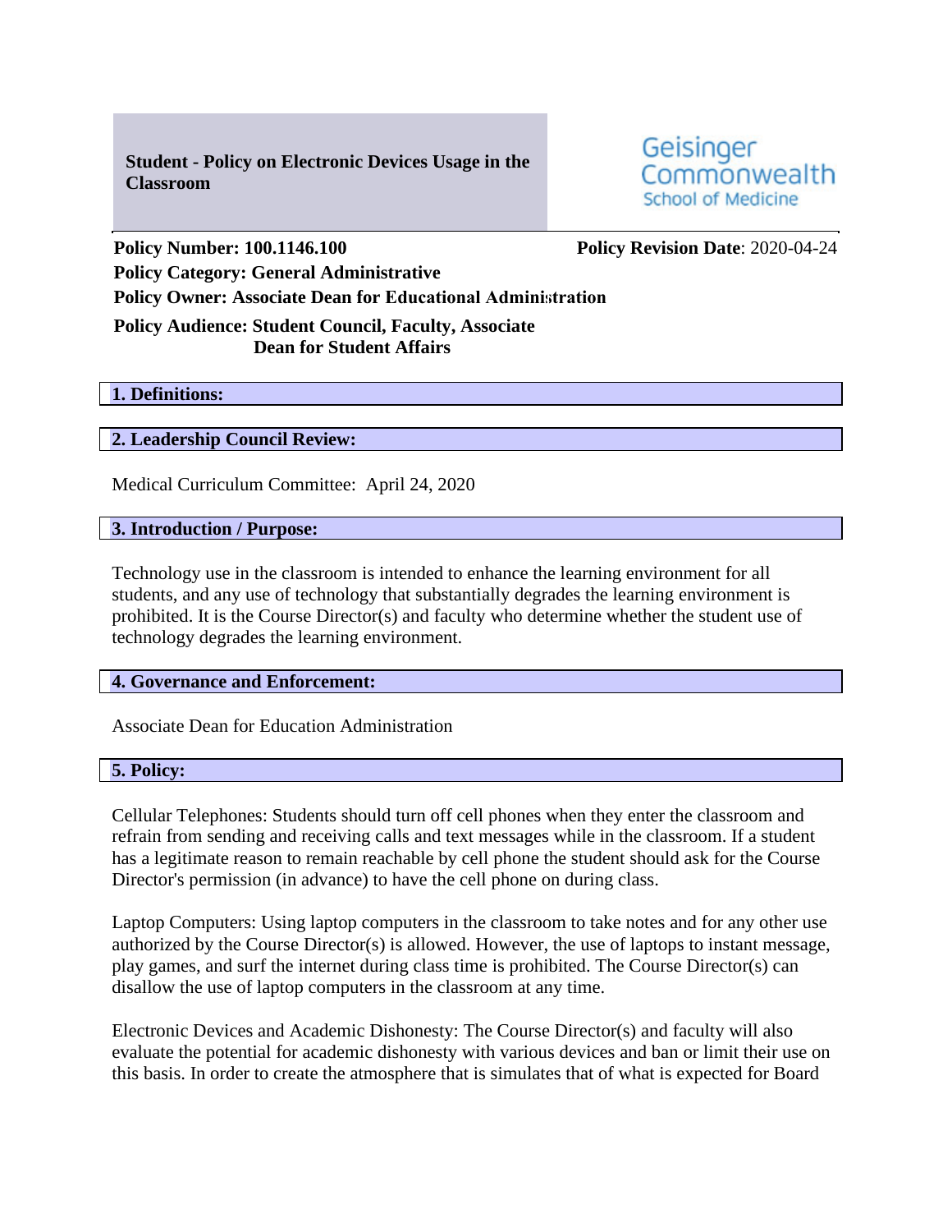**Student - Policy on Electronic Devices Usage in the Classroom**

Geisinger Commonwealth School of Medicine

**Policy Number: 100.1146.100** **Policy Revision Date**: 2020-04-24

**Policy Category: General Administrative**

**Policy Owner: Associate Dean for Educational Administration**

**Policy Audience: Student Council, Faculty, Associate Dean for Student Affairs**

## 1. Definitions:

## 2. Leadership Council Review:

Medical Curriculum Committee: April 24, 2020

## 3. Introduction / Purpose:

Technology use in the classroom is intended to enhance the learning environment for all students, and any use of technology that substantially degrades the learning environment is prohibited. It is the Course Director(s) and faculty who determine whether the student use of technology degrades the learning environment.

## 4. Governance and Enforcement:

Associate Dean for Education Administration

## 5. Policy:

Cellular Telephones: Students should turn off cell phones when they enter the classroom and refrain from sending and receiving calls and text messages while in the classroom. If a student has a legitimate reason to remain reachable by cell phone the student should ask for the Course Director's permission (in advance) to have the cell phone on during class.

Laptop Computers: Using laptop computers in the classroom to take notes and for any other use authorized by the Course Director(s) is allowed. However, the use of laptops to instant message, play games, and surf the internet during class time is prohibited. The Course Director(s) can disallow the use of laptop computers in the classroom at any time.

Electronic Devices and Academic Dishonesty: The Course Director(s) and faculty will also evaluate the potential for academic dishonesty with various devices and ban or limit their use on this basis. In order to create the atmosphere that is simulates that of what is expected for Board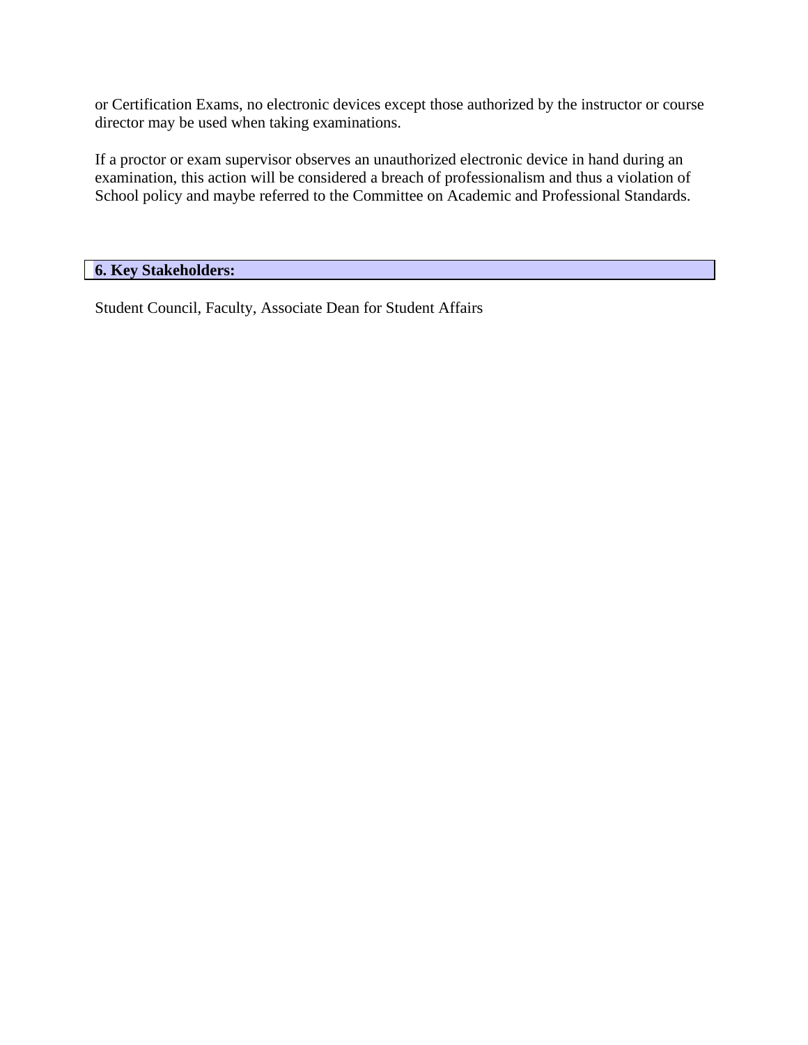or Certification Exams, no electronic devices except those authorized by the instructor or course director may be used when taking examinations.

If a proctor or exam supervisor observes an unauthorized electronic device in hand during an examination, this action will be considered a breach of professionalism and thus a violation of School policy and maybe referred to the Committee on Academic and Professional Standards.

## 6. Key Stakeholders:

Student Council, Faculty, Associate Dean for Student Affairs